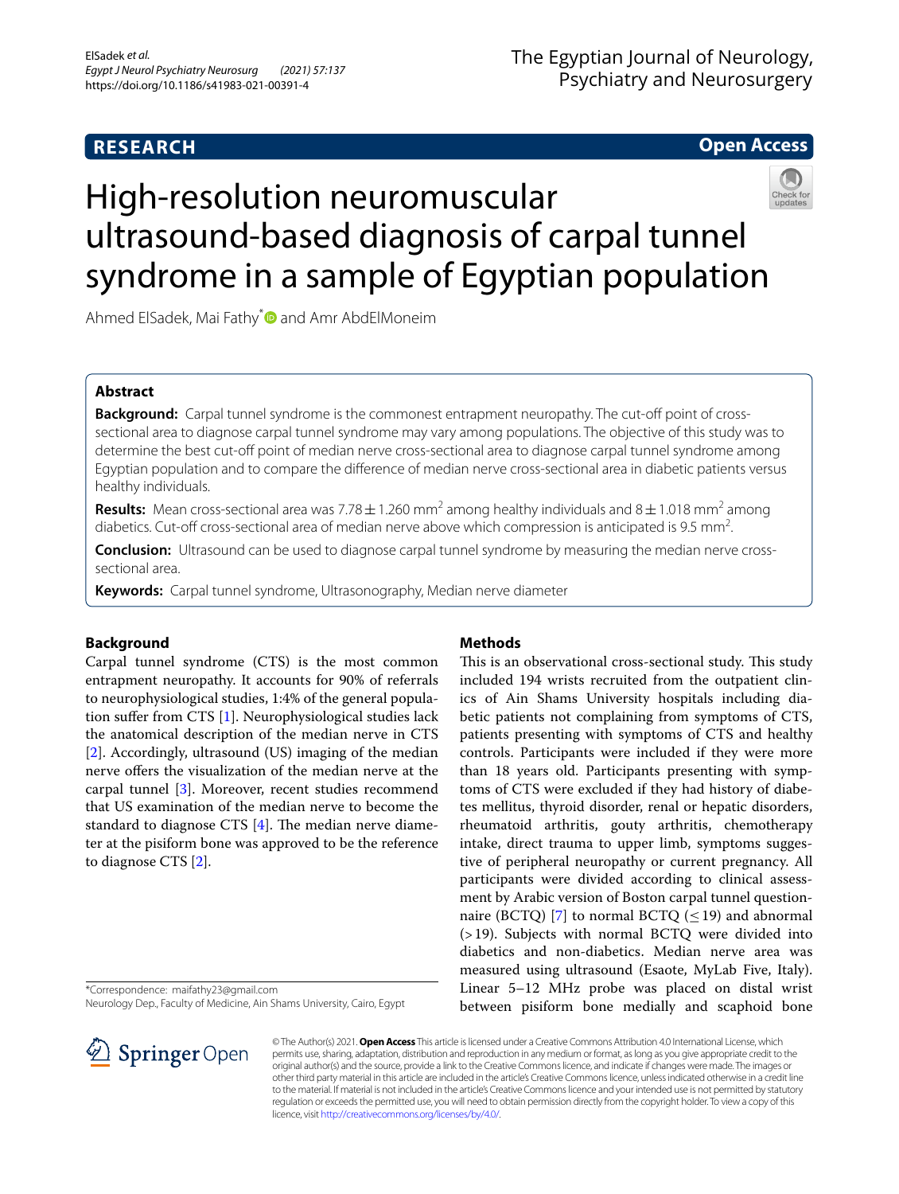**RESEARCH** **Open Access**

# High-resolution neuromuscular ultrasound-based diagnosis of carpal tunnel syndrome in a sample of Egyptian population

Ahmed ElSadek, Mai Fathy* and Amr AbdElMoneim

## Abstract

**Background:** Carpal tunnel syndrome is the commonest entrapment neuropathy. The cut-off point of cross-sectional area to diagnose carpal tunnel syndrome may vary among populations. The objective of this study was to determine the best cut-off point of median nerve cross-sectional area to diagnose carpal tunnel syndrome among Egyptian population and to compare the difference of median nerve cross-sectional area in diabetic patients versus healthy individuals.

**Results:** Mean cross-sectional area was $7.78 \pm 1.260$ mm$^2$ among healthy individuals and $8 \pm 1.018$ mm$^2$ among diabetics. Cut-off cross-sectional area of median nerve above which compression is anticipated is 9.5 mm$^2$.

**Conclusion:** Ultrasound can be used to diagnose carpal tunnel syndrome by measuring the median nerve cross-sectional area.

**Keywords:** Carpal tunnel syndrome, Ultrasonography, Median nerve diameter

## Background

Carpal tunnel syndrome (CTS) is the most common entrapment neuropathy. It accounts for 90% of referrals to neurophysiological studies, 1:4% of the general population suffer from symptoms of CTS [1]. Neurophysiological studies lack the anatomical description of the median nerve in CTS [2]. Accordingly, ultrasound (US) imaging of the median nerve offers the visualization of the median nerve at the carpal tunnel [3]. Moreover, recent studies recommend that US examination of the median nerve to become the standard to diagnose CTS [4]. The median nerve diameter at the pisiform bone was approved to be the reference to diagnose CTS [2].

## Methods

This is an observational cross-sectional study. This study included 194 wrists recruited from the outpatient clinics of Ain Shams University hospitals including diabetic patients not complaining from symptoms of CTS, patients presenting with symptoms of CTS and healthy controls. Participants were included if they were more than 18 years old. Participants presenting with symptoms of CTS were excluded if they had history of diabetes mellitus, thyroid disorder, renal or hepatic disorders, rheumatoid arthritis, gouty arthritis, chemotherapy intake, direct trauma to upper limb, symptoms suggestive of peripheral neuropathy or current pregnancy. All participants were divided according to clinical assessment by Arabic version of Boston carpal tunnel questionnaire (BCTQ) [7] to normal BCTQ ($\leq 19$) and abnormal ($> 19$). Subjects with normal BCTQ were divided into diabetics and non-diabetics. Median nerve area was measured using ultrasound (Esaote, MyLab Five, Italy). Linear 5–12 MHz probe was placed on distal wrist between pisiform bone medially and scaphoid bone

*Correspondence: maifathy23@gmail.com
Neurology Dep., Faculty of Medicine, Ain Shams University, Cairo, Egypt

© The Author(s) 2021. **Open Access** This article is licensed under a Creative Commons Attribution 4.0 International License, which permits use, sharing, adaptation, distribution and reproduction in any medium or format, as long as you give appropriate credit to the original author(s) and the source, provide a link to the Creative Commons licence, and indicate if changes were made. The images or other third party material in this article are included in the article's Creative Commons licence, unless indicated otherwise in a credit line to the material. If material is not included in the article's Creative Commons licence and your intended use is not permitted by statutory regulation or exceeds the permitted use, you will need to obtain permission directly from the copyright holder. To view a copy of this licence, visit http://creativecommons.org/licenses/by/4.0/.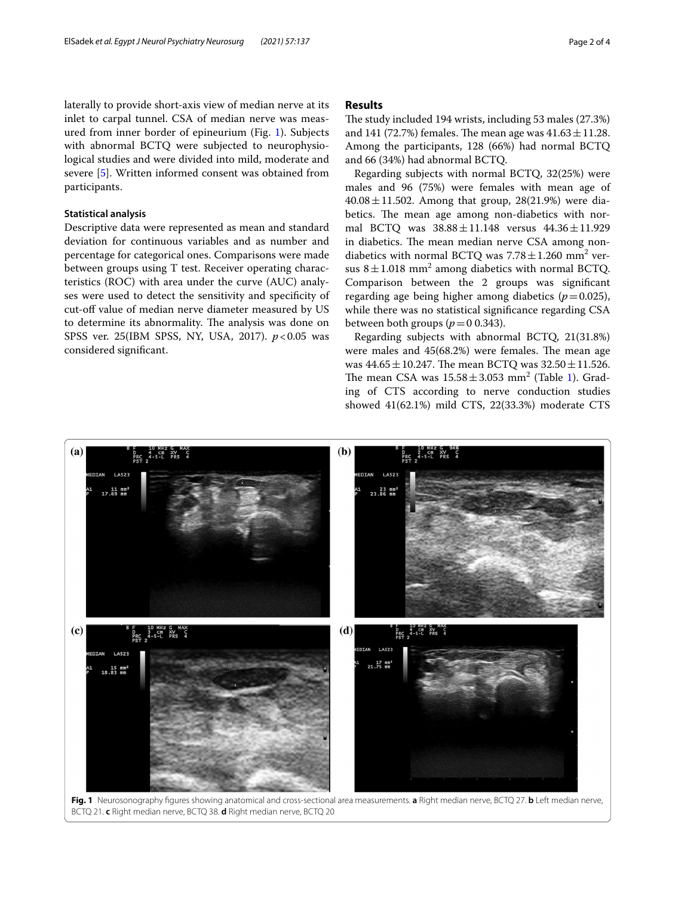laterally to provide short-axis view of median nerve at its inlet to carpal tunnel. CSA of median nerve was measured from inner border of epineurium (Fig. 1). Subjects with abnormal BCTQ were subjected to neurophysiological studies and were divided into mild, moderate and severe [5]. Written informed consent was obtained from participants.

### Statistical analysis

Descriptive data were represented as mean and standard deviation for continuous variables and as number and percentage for categorical ones. Comparisons were made between groups using T test. Receiver operating characteristics (ROC) with area under the curve (AUC) analyses were used to detect the sensitivity and specificity of cut-off value of median nerve diameter measured by US to determine its abnormality. The analysis was done on SPSS ver. 25(IBM SPSS, NY, USA, 2017). $p<0.05$ was considered significant.

## Results

The study included 194 wrists, including 53 males (27.3%) and 141 (72.7%) females. The mean age was $41.63 \pm 11.28$. Among the participants, 128 (66%) had normal BCTQ and 66 (34%) had abnormal BCTQ.

Regarding subjects with normal BCTQ, 32(25%) were males and 96 (75%) were females with mean age of $40.08 \pm 11.502$. Among that group, 28(21.9%) were diabetics. The mean age among non-diabetics with normal BCTQ was $38.88 \pm 11.148$ versus $44.36 \pm 11.929$ in diabetics. The mean median nerve CSA among non-diabetics with normal BCTQ was $7.78 \pm 1.260$ mm$^2$ versus $8 \pm 1.018$ mm$^2$ among diabetics with normal BCTQ. Comparison between the 2 groups was significant regarding age being higher among diabetics ($p=0.025$), while there was no statistical significance regarding CSA between both groups ($p=0$ 0.343).

Regarding subjects with abnormal BCTQ, 21(31.8%) were males and 45(68.2%) were females. The mean age was $44.65 \pm 10.247$. The mean BCTQ was $32.50 \pm 11.526$. The mean CSA was $15.58 \pm 3.053$ mm$^2$ (Table 1). Grading of CTS according to nerve conduction studies showed 41(62.1%) mild CTS, 22(33.3%) moderate CTS

**Fig. 1** Neurosonography figures showing anatomical and cross-sectional area measurements. **a** Right median nerve, BCTQ 27. **b** Left median nerve, BCTQ 21. **c** Right median nerve, BCTQ 38. **d** Right median nerve, BCTQ 20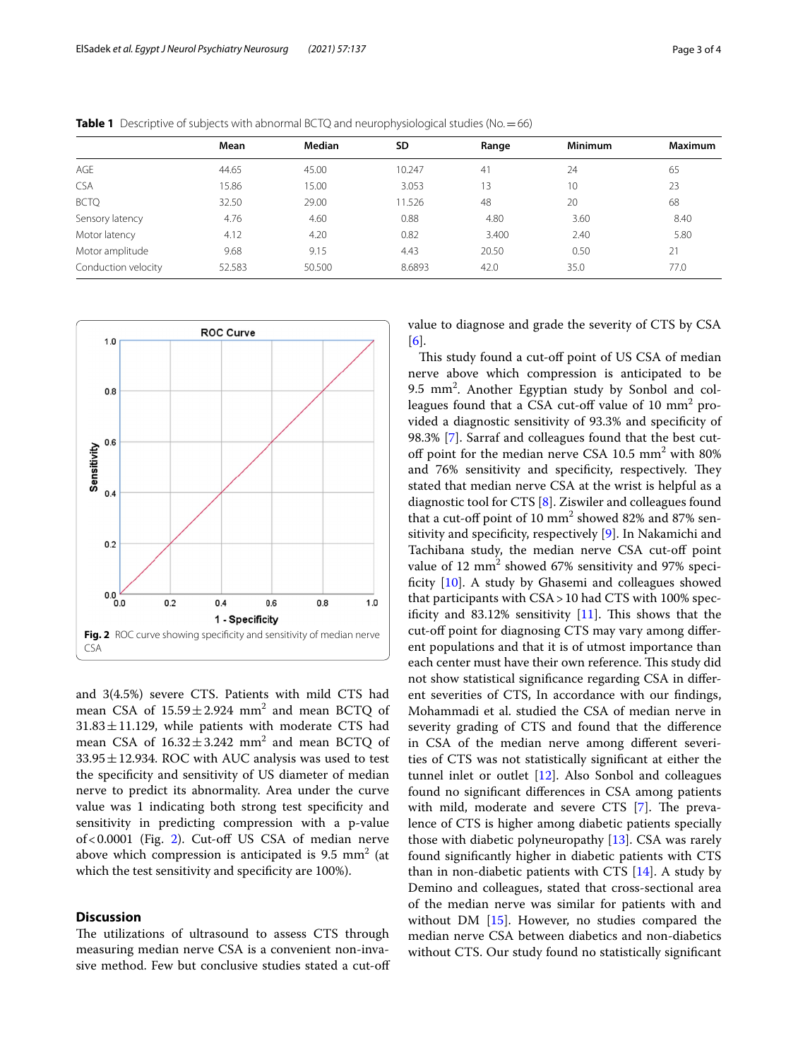**Table 1** Descriptive of subjects with abnormal BCTQ and neurophysiological studies (No. = 66)

| | Mean | Median | SD | Range | Minimum | Maximum |
|---|---|---|---|---|---|---|
| AGE | 44.65 | 45.00 | 10.247 | 41 | 24 | 65 |
| CSA | 15.86 | 15.00 | 3.053 | 13 | 10 | 23 |
| BCTQ | 32.50 | 29.00 | 11.526 | 48 | 20 | 68 |
| Sensory latency | 4.76 | 4.60 | 0.88 | 4.80 | 3.60 | 8.40 |
| Motor latency | 4.12 | 4.20 | 0.82 | 3.400 | 2.40 | 5.80 |
| Motor amplitude | 9.68 | 9.15 | 4.43 | 20.50 | 0.50 | 21 |
| Conduction velocity | 52.583 | 50.500 | 8.6893 | 42.0 | 35.0 | 77.0 |

**Fig. 2** ROC curve showing specificity and sensitivity of median nerve CSA

and 3(4.5%) severe CTS. Patients with mild CTS had mean CSA of $15.59 \pm 2.924$ mm$^2$ and mean BCTQ of $31.83 \pm 11.129$, while patients with moderate CTS had mean CSA of $16.32 \pm 3.242$ mm$^2$ and mean BCTQ of $33.95 \pm 12.934$. ROC with AUC analysis was used to test the specificity and sensitivity of US diameter of median nerve to predict its abnormality. Area under the curve value was 1 indicating both strong test specificity and sensitivity in predicting compression with a p-value of $< 0.0001$ (Fig. 2). Cut-off US CSA of median nerve above which compression is anticipated is 9.5 mm$^2$ (at which the test sensitivity and specificity are 100%).

## Discussion

The utilizations of ultrasound to assess CTS through measuring median nerve CSA is a convenient non-invasive method. Few but conclusive studies stated a cut-off value to diagnose and grade the severity of CTS by CSA [6].

This study found a cut-off point of US CSA of median nerve above which compression is anticipated to be 9.5 mm$^2$. Another Egyptian study by Sonbol and colleagues found that a CSA cut-off value of 10 mm$^2$ provided a diagnostic sensitivity of 93.3% and specificity of 98.3% [7]. Sarraf and colleagues found that the best cut-off point for the median nerve CSA 10.5 mm$^2$ with 80% and 76% sensitivity and specificity, respectively. They stated that median nerve CSA at the wrist is helpful as a diagnostic tool for CTS [8]. Ziswiler and colleagues found that a cut-off point of 10 mm$^2$ showed 82% and 87% sensitivity and specificity, respectively [9]. In Nakamichi and Tachibana study, the median nerve CSA cut-off point value of 12 mm$^2$ showed 67% sensitivity and 97% specificity [10]. A study by Ghasemi and colleagues showed that participants with CSA > 10 had CTS with 100% specificity and 83.12% sensitivity [11]. This shows that the cut-off point for diagnosing CTS may vary among different populations and that it is of utmost importance than each center must have their own reference. This study did not show statistical significance regarding CSA in different severities of CTS, In accordance with our findings, Mohammadi et al. studied the CSA of median nerve in severity grading of CTS and found that the difference in CSA of the median nerve among different severities of CTS was not statistically significant at either the tunnel inlet or outlet [12]. Also Sonbol and colleagues found no significant differences in CSA among patients with mild, moderate and severe CTS [7]. The prevalence of CTS is higher among diabetic patients specially those with diabetic polyneuropathy [13]. CSA was rarely found significantly higher in diabetic patients with CTS than in non-diabetic patients with CTS [14]. A study by Demino and colleagues, stated that cross-sectional area of the median nerve was similar for patients with and without DM [15]. However, no studies compared the median nerve CSA between diabetics and non-diabetics without CTS. Our study found no statistically significant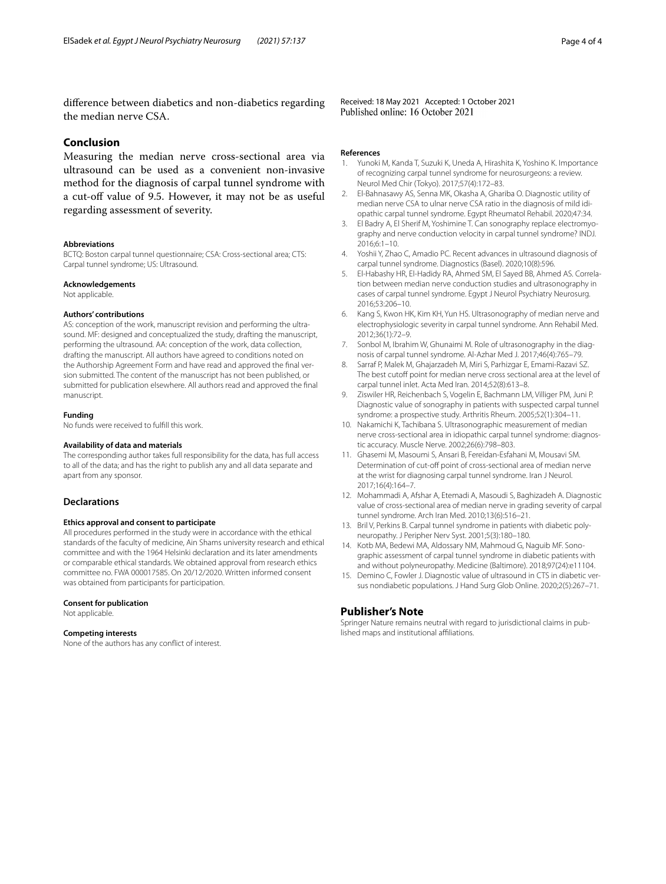difference between diabetics and non-diabetics regarding the median nerve CSA.

## Conclusion

Measuring the median nerve cross-sectional area via ultrasound can be used as a convenient non-invasive method for the diagnosis of carpal tunnel syndrome with a cut-off value of 9.5. However, it may not be as useful regarding assessment of severity.

#### Abbreviations

BCTQ: Boston carpal tunnel questionnaire; CSA: Cross-sectional area; CTS: Carpal tunnel syndrome; US: Ultrasound.

#### Acknowledgements

Not applicable.

#### Authors' contributions

AS: conception of the work, manuscript revision and performing the ultrasound. MF: designed and conceptualized the study, drafting the manuscript, performing the ultrasound. AA: conception of the work, data collection, drafting the manuscript. All authors have agreed to conditions noted on the Authorship Agreement Form and have read and approved the final version submitted. The content of the manuscript has not been published, or submitted for publication elsewhere. All authors read and approved the final manuscript.

#### Funding

No funds were received to fulfill this work.

#### Availability of data and materials

The corresponding author takes full responsibility for the data, has full access to all of the data; and has the right to publish any and all data separate and apart from any sponsor.

### Declarations

#### Ethics approval and consent to participate

All procedures performed in the study were in accordance with the ethical standards of the faculty of medicine, Ain Shams university research and ethical committee and with the 1964 Helsinki declaration and its later amendments or comparable ethical standards. We obtained approval from research ethics committee no. FWA 000017585. On 20/12/2020. Written informed consent was obtained from participants for participation.

#### Consent for publication

Not applicable.

#### Competing interests

None of the authors has any conflict of interest.

Received: 18 May 2021 Accepted: 1 October 2021
Published online: 16 October 2021

#### References

1. Yunoki M, Kanda T, Suzuki K, Uneda A, Hirashita K, Yoshino K. Importance of recognizing carpal tunnel syndrome for neurosurgeons: a review. Neurol Med Chir (Tokyo). 2017;57(4):172–83.
2. El-Bahnasawy AS, Senna MK, Okasha A, Ghariba O. Diagnostic utility of median nerve CSA to ulnar nerve CSA ratio in the diagnosis of mild idiopathic carpal tunnel syndrome. Egypt Rheumatol Rehabil. 2020;47:34.
3. El Badry A, El Sherif M, Yoshimine T. Can sonography replace electromyography and nerve conduction velocity in carpal tunnel syndrome? INDJ. 2016;6:1–10.
4. Yoshii Y, Zhao C, Amadio PC. Recent advances in ultrasound diagnosis of carpal tunnel syndrome. Diagnostics (Basel). 2020;10(8):596.
5. El-Habashy HR, El-Hadidy RA, Ahmed SM, El Sayed BB, Ahmed AS. Correlation between median nerve conduction studies and ultrasonography in cases of carpal tunnel syndrome. Egypt J Neurol Psychiatry Neurosurg. 2016;53:206–10.
6. Kang S, Kwon HK, Kim KH, Yun HS. Ultrasonography of median nerve and electrophysiologic severity in carpal tunnel syndrome. Ann Rehabil Med. 2012;36(1):72–9.
7. Sonbol M, Ibrahim W, Ghunaimi M. Role of ultrasonography in the diagnosis of carpal tunnel syndrome. Al-Azhar Med J. 2017;46(4):765–79.
8. Sarraf P, Malek M, Ghajarzadeh M, Miri S, Parhizgar E, Emami-Razavi SZ. The best cutoff point for median nerve cross sectional area at the level of carpal tunnel inlet. Acta Med Iran. 2014;52(8):613–8.
9. Ziswiler HR, Reichenbach S, Vogelin E, Bachmann LM, Villiger PM, Juni P. Diagnostic value of sonography in patients with suspected carpal tunnel syndrome: a prospective study. Arthritis Rheum. 2005;52(1):304–11.
10. Nakamichi K, Tachibana S. Ultrasonographic measurement of median nerve cross-sectional area in idiopathic carpal tunnel syndrome: diagnostic accuracy. Muscle Nerve. 2002;26(6):798–803.
11. Ghasemi M, Masoumi S, Ansari B, Fereidan-Esfahani M, Mousavi SM. Determination of cut-off point of cross-sectional area of median nerve at the wrist for diagnosing carpal tunnel syndrome. Iran J Neurol. 2017;16(4):164–7.
12. Mohammadi A, Afshar A, Etemadi A, Masoudi S, Baghizadeh A. Diagnostic value of cross-sectional area of median nerve in grading severity of carpal tunnel syndrome. Arch Iran Med. 2010;13(6):516–21.
13. Bril V, Perkins B. Carpal tunnel syndrome in patients with diabetic polyneuropathy. J Peripher Nerv Syst. 2001;5(3):180–180.
14. Kotb MA, Bedewi MA, Aldossary NM, Mahmoud G, Naguib MF. Sonographic assessment of carpal tunnel syndrome in diabetic patients with and without polyneuropathy. Medicine (Baltimore). 2018;97(24):e11104.
15. Demino C, Fowler J. Diagnostic value of ultrasound in CTS in diabetic versus nondiabetic populations. J Hand Surg Glob Online. 2020;2(5):267–71.

## Publisher's Note

Springer Nature remains neutral with regard to jurisdictional claims in published maps and institutional affiliations.